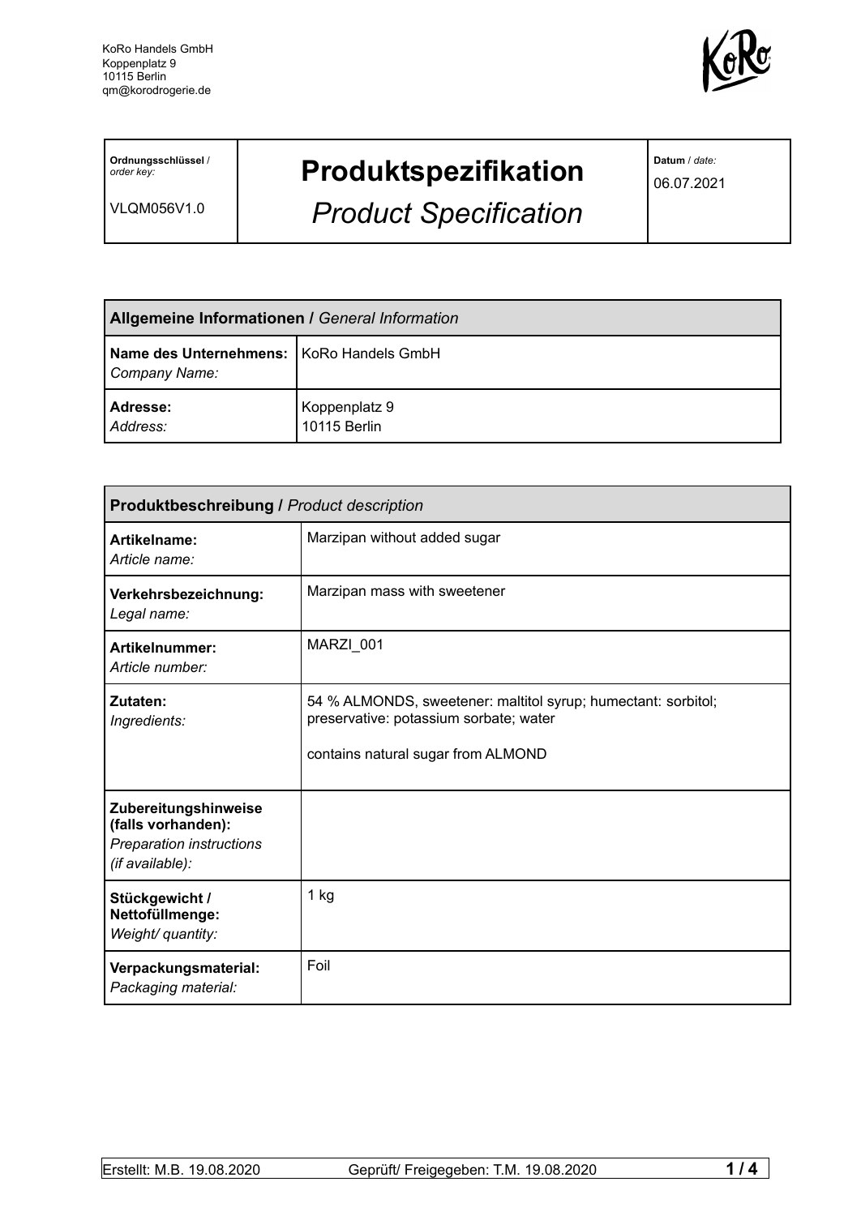KoRo Handels GmbH
Koppenplatz 9
10115 Berlin
qm@korodrogerie.de

| **Ordnungsschlüssel** / *order key:* VLQM056V1.0 | **Produktspezifikation** *Product Specification* | **Datum** / *date:* 06.07.2021 |
|---|---|---|

| **Allgemeine Informationen /** *General Information* | |
|---|---|
| **Name des Unternehmens:** *Company Name:* | KoRo Handels GmbH |
| **Adresse:** *Address:* | Koppenplatz 9<br>10115 Berlin |

| **Produktbeschreibung /** *Product description* | |
|---|---|
| **Artikelname:** *Article name:* | Marzipan without added sugar |
| **Verkehrsbezeichnung:** *Legal name:* | Marzipan mass with sweetener |
| **Artikelnummer:** *Article number:* | MARZI_001 |
| **Zutaten:** *Ingredients:* | 54 % ALMONDS, sweetener: maltitol syrup; humectant: sorbitol; preservative: potassium sorbate; water<br><br>contains natural sugar from ALMOND |
| **Zubereitungshinweise (falls vorhanden):** *Preparation instructions (if available):* | |
| **Stückgewicht / Nettofüllmenge:** *Weight/ quantity:* | 1 kg |
| **Verpackungsmaterial:** *Packaging material:* | Foil |

Erstellt: M.B. 19.08.2020 Geprüft/ Freigegeben: T.M. 19.08.2020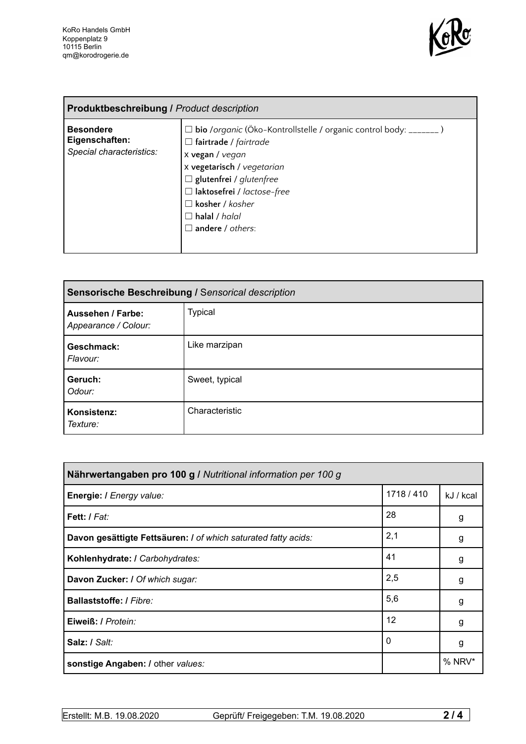| **Produktbeschreibung /** *Product description* | |
|---|---|
| **Besondere Eigenschaften:** *Special characteristics:* | ☐ **bio** /*organic* (Öko-Kontrollstelle / organic control body: _______ )<br>☐ **fairtrade** / *fairtrade*<br>x **vegan** / *vegan*<br>x **vegetarisch** / *vegetarian*<br>☐ **glutenfrei** / *glutenfree*<br>☐ **laktosefrei** / *lactose-free*<br>☐ **kosher** / *kosher*<br>☐ **halal** / *halal*<br>☐ **andere** / *others*: |

| **Sensorische Beschreibung /** *Sensorical description* | |
|---|---|
| **Aussehen / Farbe:** *Appearance / Colour:* | Typical |
| **Geschmack:** *Flavour:* | Like marzipan |
| **Geruch:** *Odour:* | Sweet, typical |
| **Konsistenz:** *Texture:* | Characteristic |

| **Nährwertangaben pro 100 g /** *Nutritional information per 100 g* | | |
|---|---|---|
| **Energie: /** *Energy value:* | 1718 / 410 | kJ / kcal |
| **Fett: /** *Fat:* | 28 | g |
| **Davon gesättigte Fettsäuren: /** *of which saturated fatty acids:* | 2,1 | g |
| **Kohlenhydrate: /** *Carbohydrates:* | 41 | g |
| **Davon Zucker: /** *Of which sugar:* | 2,5 | g |
| **Ballaststoffe: /** *Fibre:* | 5,6 | g |
| **Eiweiß: /** *Protein:* | 12 | g |
| **Salz: /** *Salt:* | 0 | g |
| **sonstige Angaben: /** other *values:* | | % NRV* |

Erstellt: M.B. 19.08.2020 Geprüft/ Freigegeben: T.M. 19.08.2020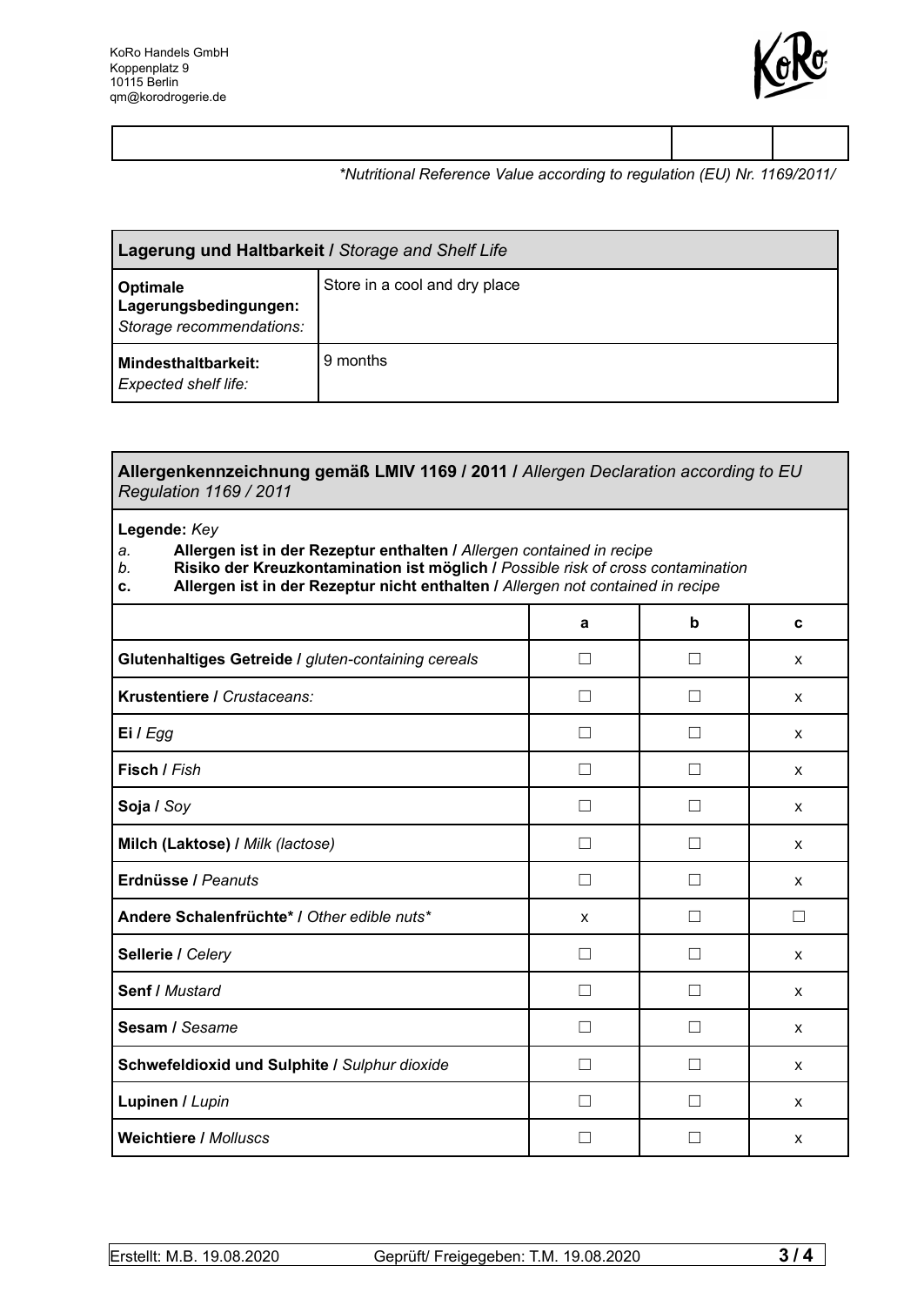| | | |
|---|---|---|
| | | |

*\*Nutritional Reference Value according to regulation (EU) Nr. 1169/2011/*

| **Lagerung und Haltbarkeit /** *Storage and Shelf Life* | |
|---|---|
| **Optimale Lagerungsbedingungen:** *Storage recommendations:* | Store in a cool and dry place |
| **Mindesthaltbarkeit:** *Expected shelf life:* | 9 months |

**Allergenkennzeichnung gemäß LMIV 1169 / 2011 /** *Allergen Declaration according to EU Regulation 1169 / 2011*

**Legende:** *Key*

*a.* **Allergen ist in der Rezeptur enthalten /** *Allergen contained in recipe*
*b.* **Risiko der Kreuzkontamination ist möglich /** *Possible risk of cross contamination*
**c.** **Allergen ist in der Rezeptur nicht enthalten /** *Allergen not contained in recipe*

| | a | b | c |
|---|---|---|---|
| **Glutenhaltiges Getreide /** *gluten-containing cereals* | ☐ | ☐ | x |
| **Krustentiere /** *Crustaceans:* | ☐ | ☐ | x |
| **Ei /** *Egg* | ☐ | ☐ | x |
| **Fisch /** *Fish* | ☐ | ☐ | x |
| **Soja /** *Soy* | ☐ | ☐ | x |
| **Milch (Laktose) /** *Milk (lactose)* | ☐ | ☐ | x |
| **Erdnüsse /** *Peanuts* | ☐ | ☐ | x |
| **Andere Schalenfrüchte\* /** *Other edible nuts\** | x | ☐ | ☐ |
| **Sellerie /** *Celery* | ☐ | ☐ | x |
| **Senf /** *Mustard* | ☐ | ☐ | x |
| **Sesam /** *Sesame* | ☐ | ☐ | x |
| **Schwefeldioxid und Sulphite /** *Sulphur dioxide* | ☐ | ☐ | x |
| **Lupinen /** *Lupin* | ☐ | ☐ | x |
| **Weichtiere /** *Molluscs* | ☐ | ☐ | x |

Erstellt: M.B. 19.08.2020 Geprüft/ Freigegeben: T.M. 19.08.2020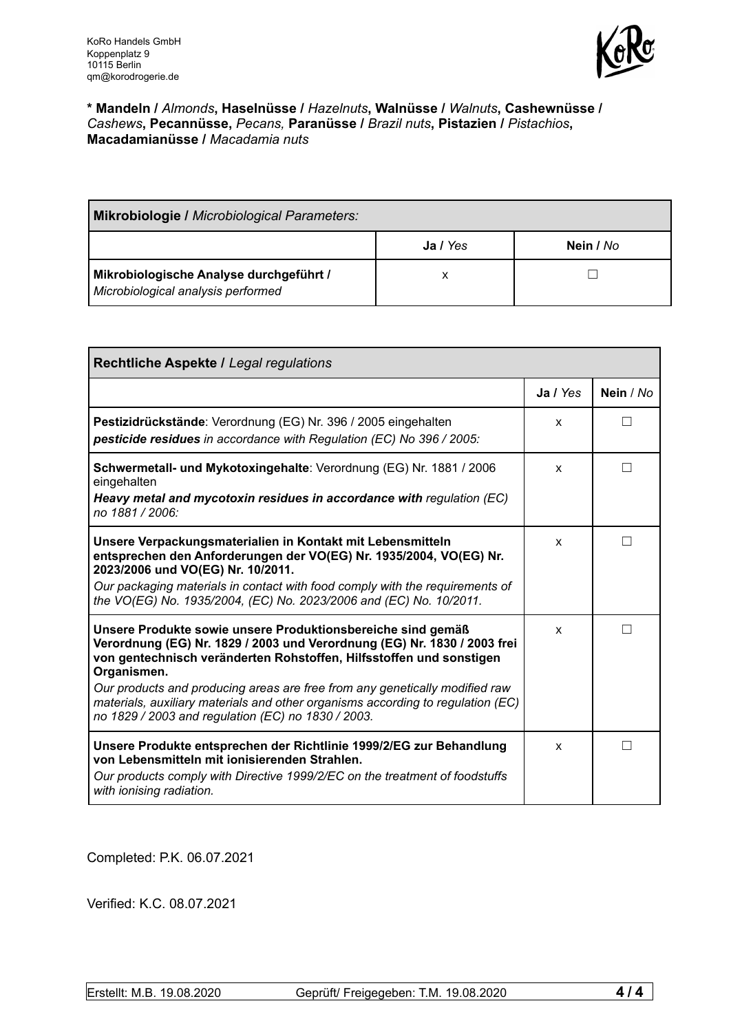**\* Mandeln /** *Almonds***, Haselnüsse /** *Hazelnuts***, Walnüsse /** *Walnuts***, Cashewnüsse /** *Cashews***, Pecannüsse,** *Pecans,* **Paranüsse /** *Brazil nuts***, Pistazien /** *Pistachios***, Macadamianüsse /** *Macadamia nuts*

| **Mikrobiologie /** *Microbiological Parameters:* | | |
|---|---|---|
| | **Ja /** *Yes* | **Nein /** *No* |
| **Mikrobiologische Analyse durchgeführt /** *Microbiological analysis performed* | x | ☐ |

| **Rechtliche Aspekte /** *Legal regulations* | | |
|---|---|---|
| | **Ja /** *Yes* | **Nein** / *No* |
| **Pestizidrückstände**: Verordnung (EG) Nr. 396 / 2005 eingehalten ***pesticide residues*** *in accordance with Regulation (EC) No 396 / 2005:* | x | ☐ |
| **Schwermetall- und Mykotoxingehalte**: Verordnung (EG) Nr. 1881 / 2006 eingehalten ***Heavy metal and mycotoxin residues in accordance with*** *regulation (EC) no 1881 / 2006:* | x | ☐ |
| **Unsere Verpackungsmaterialien in Kontakt mit Lebensmitteln entsprechen den Anforderungen der VO(EG) Nr. 1935/2004, VO(EG) Nr. 2023/2006 und VO(EG) Nr. 10/2011.** *Our packaging materials in contact with food comply with the requirements of the VO(EG) No. 1935/2004, (EC) No. 2023/2006 and (EC) No. 10/2011.* | x | ☐ |
| **Unsere Produkte sowie unsere Produktionsbereiche sind gemäß Verordnung (EG) Nr. 1829 / 2003 und Verordnung (EG) Nr. 1830 / 2003 frei von gentechnisch veränderten Rohstoffen, Hilfsstoffen und sonstigen Organismen.** *Our products and producing areas are free from any genetically modified raw materials, auxiliary materials and other organisms according to regulation (EC) no 1829 / 2003 and regulation (EC) no 1830 / 2003.* | x | ☐ |
| **Unsere Produkte entsprechen der Richtlinie 1999/2/EG zur Behandlung von Lebensmitteln mit ionisierenden Strahlen.** *Our products comply with Directive 1999/2/EC on the treatment of foodstuffs with ionising radiation.* | x | ☐ |

Completed: P.K. 06.07.2021

Verified: K.C. 08.07.2021